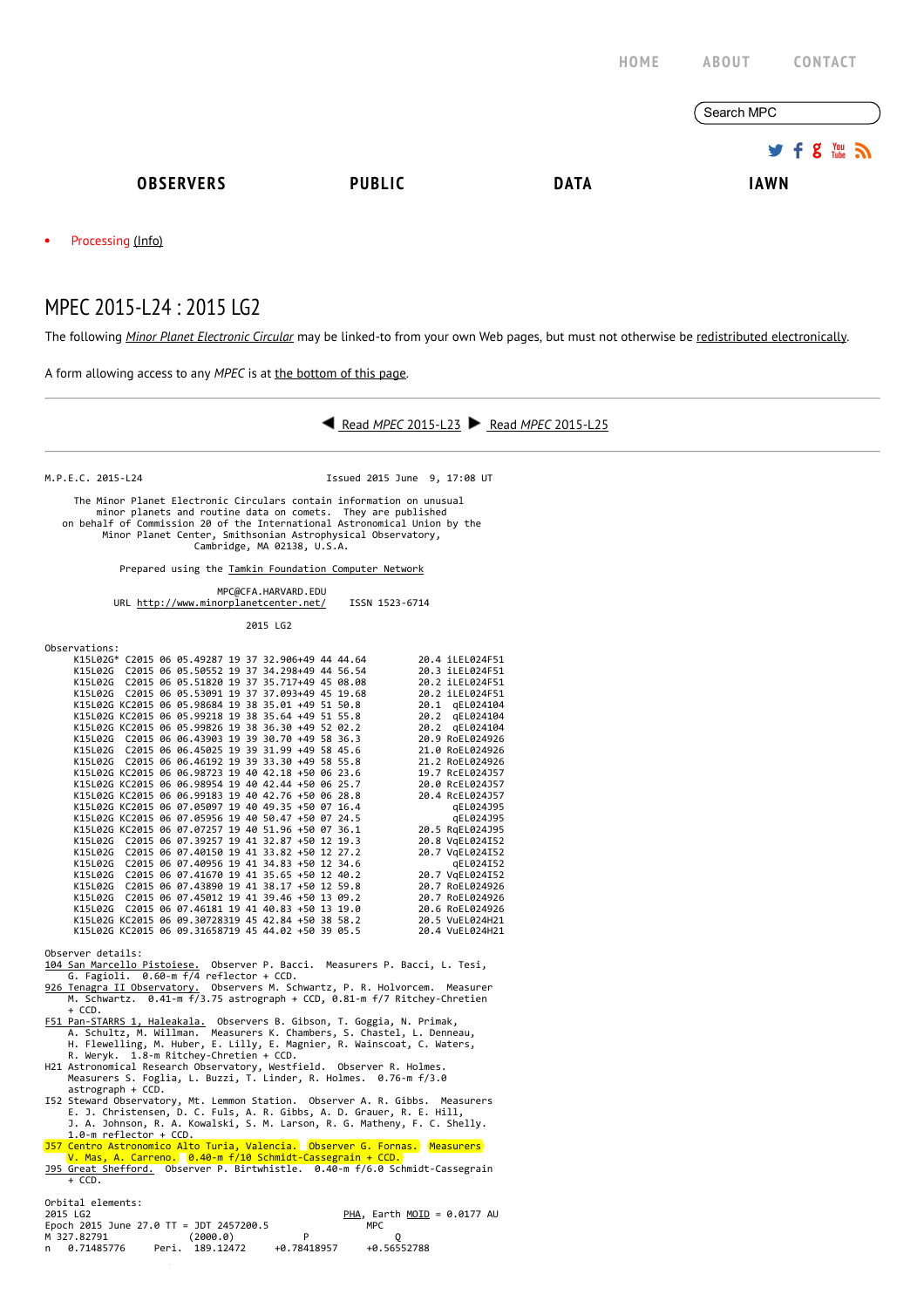HOME ABOUT CONTACT

Search MPC

**OBSERVERS** **PUBLIC** **DATA** **IAWN**

- Processing (Info)

# MPEC 2015-L24 : 2015 LG2

The following *Minor Planet Electronic Circular* may be linked-to from your own Web pages, but must not otherwise be redistributed electronically.

A form allowing access to any *MPEC* is at the bottom of this page.

◀ Read *MPEC* 2015-L23 ▶ Read *MPEC* 2015-L25

```
M.P.E.C. 2015-L24                              Issued 2015 June  9, 17:08 UT

     The Minor Planet Electronic Circulars contain information on unusual
         minor planets and routine data on comets.  They are published
   on behalf of Commission 20 of the International Astronomical Union by the
          Minor Planet Center, Smithsonian Astrophysical Observatory,
                          Cambridge, MA 02138, U.S.A.

                 Prepared using the Tamkin Foundation Computer Network

                              MPC@CFA.HARVARD.EDU
           URL http://www.minorplanetcenter.net/    ISSN 1523-6714

                                    2015 LG2

Observations:
     K15L02G* C2015 06 05.49287 19 37 32.906+49 44 44.64         20.4 iLEL024F51
     K15L02G  C2015 06 05.50552 19 37 34.298+49 44 56.54         20.3 iLEL024F51
     K15L02G  C2015 06 05.51820 19 37 35.717+49 45 08.08         20.2 iLEL024F51
     K15L02G  C2015 06 05.53091 19 37 37.093+49 45 19.68         20.2 iLEL024F51
     K15L02G KC2015 06 05.98684 19 38 35.01 +49 51 50.8          20.1  qEL024104
     K15L02G KC2015 06 05.99218 19 38 35.64 +49 51 55.8          20.2  qEL024104
     K15L02G KC2015 06 05.99826 19 38 36.30 +49 52 02.2          20.2  qEL024104
     K15L02G  C2015 06 06.43903 19 39 30.70 +49 58 36.3          20.9 RoEL024926
     K15L02G  C2015 06 06.45025 19 39 31.99 +49 58 45.6          21.0 RoEL024926
     K15L02G  C2015 06 06.46192 19 39 33.30 +49 58 55.8          21.2 RoEL024926
     K15L02G KC2015 06 06.98723 19 40 42.18 +50 06 23.6          19.7 RcEL024J57
     K15L02G KC2015 06 06.98954 19 40 42.44 +50 06 25.7          20.0 RcEL024J57
     K15L02G KC2015 06 06.99183 19 40 42.76 +50 06 28.8          20.4 RcEL024J57
     K15L02G KC2015 06 07.05097 19 40 49.35 +50 07 16.4               qEL024J95
     K15L02G KC2015 06 07.05956 19 40 50.47 +50 07 24.5               qEL024J95
     K15L02G KC2015 06 07.07257 19 40 51.96 +50 07 36.1          20.5 RqEL024J95
     K15L02G  C2015 06 07.39257 19 41 32.87 +50 12 19.3          20.8 VqEL024I52
     K15L02G  C2015 06 07.40150 19 41 33.82 +50 12 27.2          20.7 VqEL024I52
     K15L02G  C2015 06 07.40956 19 41 34.83 +50 12 34.6               qEL024I52
     K15L02G  C2015 06 07.41670 19 41 35.65 +50 12 40.2          20.7 VqEL024I52
     K15L02G  C2015 06 07.43890 19 41 38.17 +50 12 59.8          20.7 RoEL024926
     K15L02G  C2015 06 07.45012 19 41 39.46 +50 13 09.2          20.7 RoEL024926
     K15L02G  C2015 06 07.46181 19 41 40.83 +50 13 19.0          20.6 RoEL024926
     K15L02G KC2015 06 09.30728319 45 42.84 +50 38 58.2          20.5 VuEL024H21
     K15L02G KC2015 06 09.31658719 45 44.02 +50 39 05.5          20.4 VuEL024H21

Observer details:
104 San Marcello Pistoiese.  Observer P. Bacci.  Measurers P. Bacci, L. Tesi,
     G. Fagioli.  0.60-m f/4 reflector + CCD.
926 Tenagra II Observatory.  Observers M. Schwartz, P. R. Holvorcem.  Measurer
     M. Schwartz.  0.41-m f/3.75 astrograph + CCD, 0.81-m f/7 Ritchey-Chretien
     + CCD.
F51 Pan-STARRS 1, Haleakala.  Observers B. Gibson, T. Goggia, N. Primak,
     A. Schultz, M. Willman.  Measurers K. Chambers, S. Chastel, L. Denneau,
     H. Flewelling, M. Huber, E. Lilly, E. Magnier, R. Wainscoat, C. Waters,
     R. Weryk.  1.8-m Ritchey-Chretien + CCD.
H21 Astronomical Research Observatory, Westfield.  Observer R. Holmes.
     Measurers S. Foglia, L. Buzzi, T. Linder, R. Holmes.  0.76-m f/3.0
     astrograph + CCD.
I52 Steward Observatory, Mt. Lemmon Station.  Observer A. R. Gibbs.  Measurers
     E. J. Christensen, D. C. Fuls, A. R. Gibbs, A. D. Grauer, R. E. Hill,
     J. A. Johnson, R. A. Kowalski, S. M. Larson, R. G. Matheny, F. C. Shelly.
     1.0-m reflector + CCD.
J57 Centro Astronomico Alto Turia, Valencia.  Observer G. Fornas.  Measurers
     V. Mas, A. Carreno.  0.40-m f/10 Schmidt-Cassegrain + CCD.
J95 Great Shefford.  Observer P. Birtwhistle.  0.40-m f/6.0 Schmidt-Cassegrain
     + CCD.

Orbital elements:
2015 LG2                                           PHA, Earth MOID = 0.0177 AU
Epoch 2015 June 27.0 TT = JDT 2457200.5                   MPC
M 327.82791              (2000.0)            P               Q
n   0.71485776     Peri.  189.12472     +0.78418957     +0.56552788
```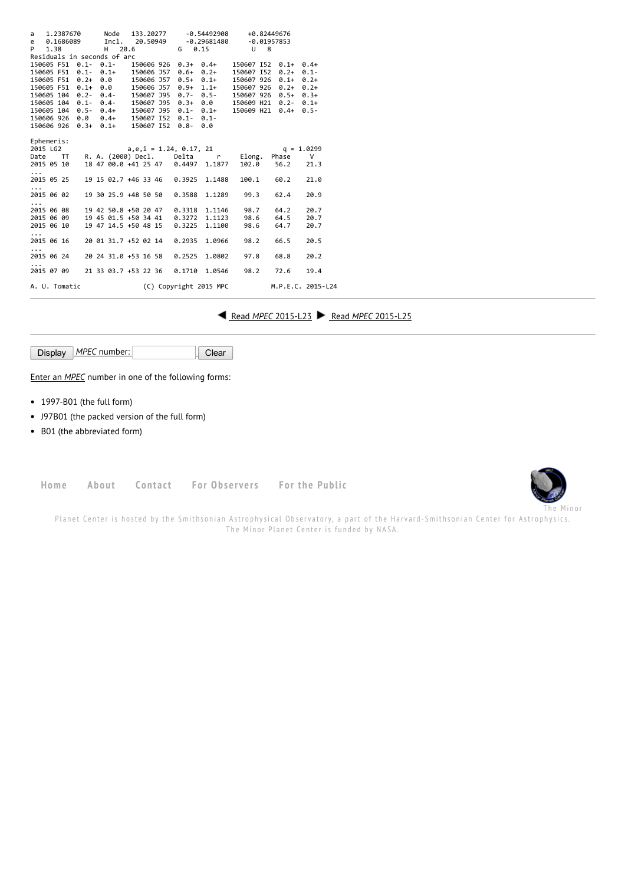```
a   1.2387670      Node   133.20277     -0.54492908     +0.82449676
e   0.1686089      Incl.   20.50949     -0.29681480     -0.01957853
P   1.38           H   20.6           G   0.15           U   8
Residuals in seconds of arc
150605 F51  0.1-  0.1-    150606 926  0.3+  0.4+    150607 I52  0.1+  0.4+
150605 F51  0.1-  0.1+    150606 J57  0.6+  0.2+    150607 I52  0.2+  0.1-
150605 F51  0.2+  0.0     150606 J57  0.5+  0.1+    150607 926  0.1+  0.2+
150605 F51  0.1+  0.0     150606 J57  0.9+  1.1+    150607 926  0.2+  0.2+
150605 104  0.2-  0.4-    150607 J95  0.7-  0.5-    150607 926  0.5+  0.3+
150605 104  0.1-  0.4-    150607 J95  0.3+  0.0     150609 H21  0.2-  0.1+
150605 104  0.5-  0.4+    150607 J95  0.1-  0.1+    150609 H21  0.4+  0.5-
150606 926  0.0   0.4+    150607 I52  0.1-  0.1-
150606 926  0.3+  0.1+    150607 I52  0.8-  0.0

Ephemeris:
2015 LG2                 a,e,i = 1.24, 0.17, 21                  q = 1.0299
Date    TT     R. A. (2000) Decl.     Delta      r      Elong.  Phase     V
2015 05 10     18 47 00.0 +41 25 47   0.4497  1.1877   102.0    56.2    21.3
...
2015 05 25     19 15 02.7 +46 33 46   0.3925  1.1488   100.1    60.2    21.0
...
2015 06 02     19 30 25.9 +48 50 50   0.3588  1.1289    99.3    62.4    20.9
...
2015 06 08     19 42 50.8 +50 20 47   0.3318  1.1146    98.7    64.2    20.7
2015 06 09     19 45 01.5 +50 34 41   0.3272  1.1123    98.6    64.5    20.7
2015 06 10     19 47 14.5 +50 48 15   0.3225  1.1100    98.6    64.7    20.7
...
2015 06 16     20 01 31.7 +52 02 14   0.2935  1.0966    98.2    66.5    20.5
...
2015 06 24     20 24 31.0 +53 16 58   0.2525  1.0802    97.8    68.8    20.2
...
2015 07 09     21 33 03.7 +53 22 36   0.1710  1.0546    98.2    72.6    19.4

A. U. Tomatic              (C) Copyright 2015 MPC          M.P.E.C. 2015-L24
```

◀ Read *MPEC* 2015-L23 ▶ Read *MPEC* 2015-L25

Display *MPEC* number: Clear

Enter an *MPEC* number in one of the following forms:

- 1997-B01 (the full form)
- J97B01 (the packed version of the full form)
- B01 (the abbreviated form)

Home About Contact For Observers For the Public

The Minor Planet Center is hosted by the Smithsonian Astrophysical Observatory, a part of the Harvard-Smithsonian Center for Astrophysics. The Minor Planet Center is funded by NASA.